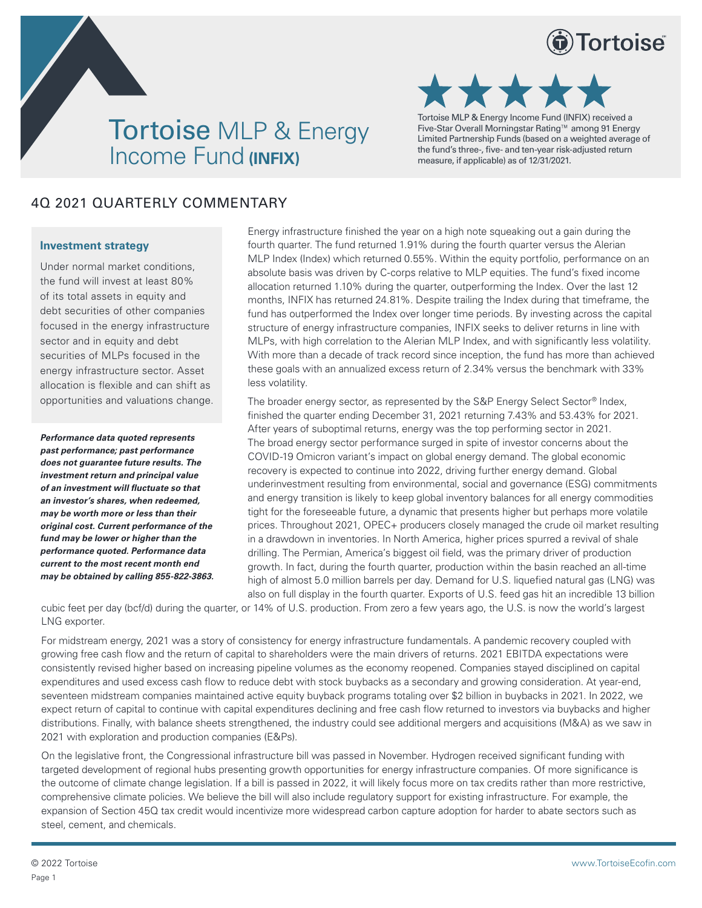# Tortoise MLP & Energy Income Fund **(INFIX)**

Tortoise MLP & Energy Income Fund (INFIX) received a Five-Star Overall Morningstar Rating™ among 91 Energy Limited Partnership Funds (based on a weighted average of the fund's three-, five- and ten-year risk-adjusted return measure, if applicable) as of 12/31/2021.

## 4Q 2021 QUARTERLY COMMENTARY

### Investment strategy

Under normal market conditions, the fund will invest at least 80% of its total assets in equity and debt securities of other companies focused in the energy infrastructure sector and in equity and debt securities of MLPs focused in the energy infrastructure sector. Asset allocation is flexible and can shift as opportunities and valuations change.

***Performance data quoted represents past performance; past performance does not guarantee future results. The investment return and principal value of an investment will fluctuate so that an investor's shares, when redeemed, may be worth more or less than their original cost. Current performance of the fund may be lower or higher than the performance quoted. Performance data current to the most recent month end may be obtained by calling 855-822-3863.***

Energy infrastructure finished the year on a high note squeaking out a gain during the fourth quarter. The fund returned 1.91% during the fourth quarter versus the Alerian MLP Index (Index) which returned 0.55%. Within the equity portfolio, performance on an absolute basis was driven by C-corps relative to MLP equities. The fund's fixed income allocation returned 1.10% during the quarter, outperforming the Index. Over the last 12 months, INFIX has returned 24.81%. Despite trailing the Index during that timeframe, the fund has outperformed the Index over longer time periods. By investing across the capital structure of energy infrastructure companies, INFIX seeks to deliver returns in line with MLPs, with high correlation to the Alerian MLP Index, and with significantly less volatility. With more than a decade of track record since inception, the fund has more than achieved these goals with an annualized excess return of 2.34% versus the benchmark with 33% less volatility.

The broader energy sector, as represented by the S&P Energy Select Sector® Index, finished the quarter ending December 31, 2021 returning 7.43% and 53.43% for 2021. After years of suboptimal returns, energy was the top performing sector in 2021. The broad energy sector performance surged in spite of investor concerns about the COVID-19 Omicron variant's impact on global energy demand. The global economic recovery is expected to continue into 2022, driving further energy demand. Global underinvestment resulting from environmental, social and governance (ESG) commitments and energy transition is likely to keep global inventory balances for all energy commodities tight for the foreseeable future, a dynamic that presents higher but perhaps more volatile prices. Throughout 2021, OPEC+ producers closely managed the crude oil market resulting in a drawdown in inventories. In North America, higher prices spurred a revival of shale drilling. The Permian, America's biggest oil field, was the primary driver of production growth. In fact, during the fourth quarter, production within the basin reached an all-time high of almost 5.0 million barrels per day. Demand for U.S. liquefied natural gas (LNG) was also on full display in the fourth quarter. Exports of U.S. feed gas hit an incredible 13 billion cubic feet per day (bcf/d) during the quarter, or 14% of U.S. production. From zero a few years ago, the U.S. is now the world's largest LNG exporter.

For midstream energy, 2021 was a story of consistency for energy infrastructure fundamentals. A pandemic recovery coupled with growing free cash flow and the return of capital to shareholders were the main drivers of returns. 2021 EBITDA expectations were consistently revised higher based on increasing pipeline volumes as the economy reopened. Companies stayed disciplined on capital expenditures and used excess cash flow to reduce debt with stock buybacks as a secondary and growing consideration. At year-end, seventeen midstream companies maintained active equity buyback programs totaling over $2 billion in buybacks in 2021. In 2022, we expect return of capital to continue with capital expenditures declining and free cash flow returned to investors via buybacks and higher distributions. Finally, with balance sheets strengthened, the industry could see additional mergers and acquisitions (M&A) as we saw in 2021 with exploration and production companies (E&Ps).

On the legislative front, the Congressional infrastructure bill was passed in November. Hydrogen received significant funding with targeted development of regional hubs presenting growth opportunities for energy infrastructure companies. Of more significance is the outcome of climate change legislation. If a bill is passed in 2022, it will likely focus more on tax credits rather than more restrictive, comprehensive climate policies. We believe the bill will also include regulatory support for existing infrastructure. For example, the expansion of Section 45Q tax credit would incentivize more widespread carbon capture adoption for harder to abate sectors such as steel, cement, and chemicals.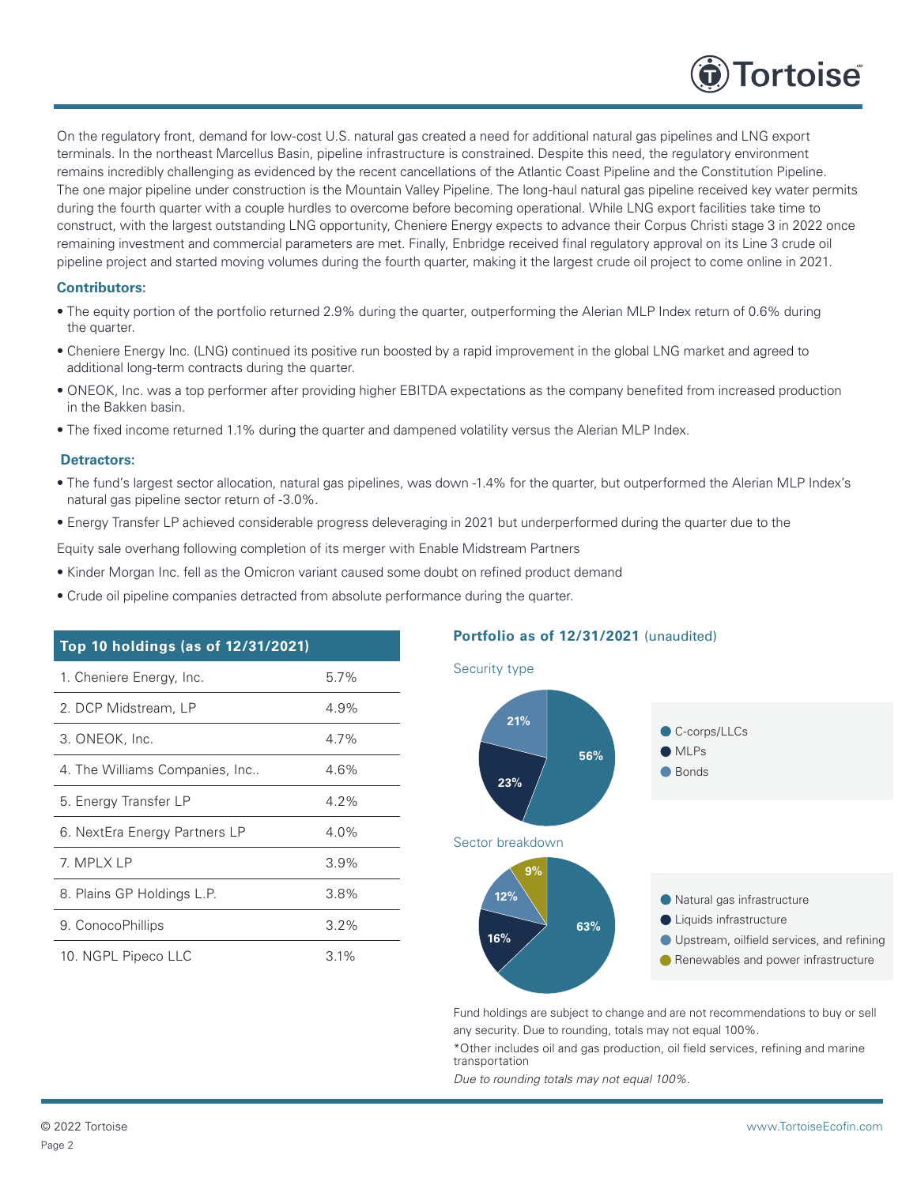On the regulatory front, demand for low-cost U.S. natural gas created a need for additional natural gas pipelines and LNG export terminals. In the northeast Marcellus Basin, pipeline infrastructure is constrained. Despite this need, the regulatory environment remains incredibly challenging as evidenced by the recent cancellations of the Atlantic Coast Pipeline and the Constitution Pipeline. The one major pipeline under construction is the Mountain Valley Pipeline. The long-haul natural gas pipeline received key water permits during the fourth quarter with a couple hurdles to overcome before becoming operational. While LNG export facilities take time to construct, with the largest outstanding LNG opportunity, Cheniere Energy expects to advance their Corpus Christi stage 3 in 2022 once remaining investment and commercial parameters are met. Finally, Enbridge received final regulatory approval on its Line 3 crude oil pipeline project and started moving volumes during the fourth quarter, making it the largest crude oil project to come online in 2021.

### Contributors:

- The equity portion of the portfolio returned 2.9% during the quarter, outperforming the Alerian MLP Index return of 0.6% during the quarter.
- Cheniere Energy Inc. (LNG) continued its positive run boosted by a rapid improvement in the global LNG market and agreed to additional long-term contracts during the quarter.
- ONEOK, Inc. was a top performer after providing higher EBITDA expectations as the company benefited from increased production in the Bakken basin.
- The fixed income returned 1.1% during the quarter and dampened volatility versus the Alerian MLP Index.

### Detractors:

- The fund's largest sector allocation, natural gas pipelines, was down -1.4% for the quarter, but outperformed the Alerian MLP Index's natural gas pipeline sector return of -3.0%.
- Energy Transfer LP achieved considerable progress deleveraging in 2021 but underperformed during the quarter due to the

Equity sale overhang following completion of its merger with Enable Midstream Partners

- Kinder Morgan Inc. fell as the Omicron variant caused some doubt on refined product demand
- Crude oil pipeline companies detracted from absolute performance during the quarter.

| Top 10 holdings (as of 12/31/2021) | |
|---|---|
| 1. Cheniere Energy, Inc. | 5.7% |
| 2. DCP Midstream, LP | 4.9% |
| 3. ONEOK, Inc. | 4.7% |
| 4. The Williams Companies, Inc.. | 4.6% |
| 5. Energy Transfer LP | 4.2% |
| 6. NextEra Energy Partners LP | 4.0% |
| 7. MPLX LP | 3.9% |
| 8. Plains GP Holdings L.P. | 3.8% |
| 9. ConocoPhillips | 3.2% |
| 10. NGPL Pipeco LLC | 3.1% |

### Portfolio as of 12/31/2021 (unaudited)

**Security type**

| Security type | % |
|---|---|
| C-corps/LLCs | 56% |
| MLPs | 23% |
| Bonds | 21% |

**Sector breakdown**

| Sector | % |
|---|---|
| Natural gas infrastructure | 63% |
| Liquids infrastructure | 16% |
| Upstream, oilfield services, and refining | 12% |
| Renewables and power infrastructure | 9% |

Fund holdings are subject to change and are not recommendations to buy or sell any security. Due to rounding, totals may not equal 100%.

*Other includes oil and gas production, oil field services, refining and marine transportation

*Due to rounding totals may not equal 100%.*

© 2022 Tortoise

www.TortoiseEcofin.com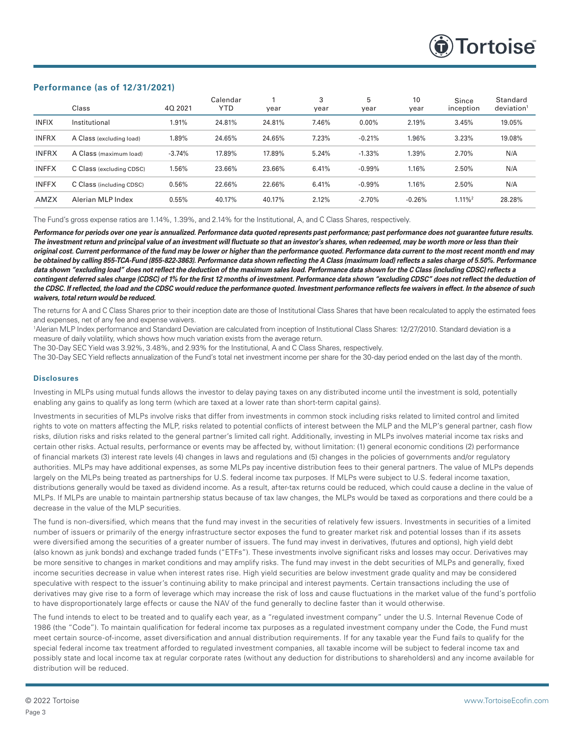## Performance (as of 12/31/2021)

| | Class | 4Q 2021 | Calendar YTD | 1 year | 3 year | 5 year | 10 year | Since inception | Standard deviation[1] |
|---|---|---|---|---|---|---|---|---|---|
| INFIX | Institutional | 1.91% | 24.81% | 24.81% | 7.46% | 0.00% | 2.19% | 3.45% | 19.05% |
| INFRX | A Class (excluding load) | 1.89% | 24.65% | 24.65% | 7.23% | -0.21% | 1.96% | 3.23% | 19.08% |
| INFRX | A Class (maximum load) | -3.74% | 17.89% | 17.89% | 5.24% | -1.33% | 1.39% | 2.70% | N/A |
| INFFX | C Class (excluding CDSC) | 1.56% | 23.66% | 23.66% | 6.41% | -0.99% | 1.16% | 2.50% | N/A |
| INFFX | C Class (including CDSC) | 0.56% | 22.66% | 22.66% | 6.41% | -0.99% | 1.16% | 2.50% | N/A |
| AMZX | Alerian MLP Index | 0.55% | 40.17% | 40.17% | 2.12% | -2.70% | -0.26% | 1.11%[2] | 28.28% |

The Fund's gross expense ratios are 1.14%, 1.39%, and 2.14% for the Institutional, A, and C Class Shares, respectively.

***Performance for periods over one year is annualized. Performance data quoted represents past performance; past performance does not guarantee future results. The investment return and principal value of an investment will fluctuate so that an investor's shares, when redeemed, may be worth more or less than their original cost. Current performance of the fund may be lower or higher than the performance quoted. Performance data current to the most recent month end may be obtained by calling 855-TCA-Fund (855-822-3863). Performance data shown reflecting the A Class (maximum load) reflects a sales charge of 5.50%. Performance data shown "excluding load" does not reflect the deduction of the maximum sales load. Performance data shown for the C Class (including CDSC) reflects a contingent deferred sales charge (CDSC) of 1% for the first 12 months of investment. Performance data shown "excluding CDSC" does not reflect the deduction of the CDSC. If reflected, the load and the CDSC would reduce the performance quoted. Investment performance reflects fee waivers in effect. In the absence of such waivers, total return would be reduced.***

The returns for A and C Class Shares prior to their inception date are those of Institutional Class Shares that have been recalculated to apply the estimated fees and expenses, net of any fee and expense waivers.

[1]Alerian MLP Index performance and Standard Deviation are calculated from inception of Institutional Class Shares: 12/27/2010. Standard deviation is a measure of daily volatility, which shows how much variation exists from the average return.

The 30-Day SEC Yield was 3.92%, 3.48%, and 2.93% for the Institutional, A and C Class Shares, respectively.

The 30-Day SEC Yield reflects annualization of the Fund's total net investment income per share for the 30-day period ended on the last day of the month.

### Disclosures

Investing in MLPs using mutual funds allows the investor to delay paying taxes on any distributed income until the investment is sold, potentially enabling any gains to qualify as long term (which are taxed at a lower rate than short-term capital gains).

Investments in securities of MLPs involve risks that differ from investments in common stock including risks related to limited control and limited rights to vote on matters affecting the MLP, risks related to potential conflicts of interest between the MLP and the MLP's general partner, cash flow risks, dilution risks and risks related to the general partner's limited call right. Additionally, investing in MLPs involves material income tax risks and certain other risks. Actual results, performance or events may be affected by, without limitation: (1) general economic conditions (2) performance of financial markets (3) interest rate levels (4) changes in laws and regulations and (5) changes in the policies of governments and/or regulatory authorities. MLPs may have additional expenses, as some MLPs pay incentive distribution fees to their general partners. The value of MLPs depends largely on the MLPs being treated as partnerships for U.S. federal income tax purposes. If MLPs were subject to U.S. federal income taxation, distributions generally would be taxed as dividend income. As a result, after-tax returns could be reduced, which could cause a decline in the value of MLPs. If MLPs are unable to maintain partnership status because of tax law changes, the MLPs would be taxed as corporations and there could be a decrease in the value of the MLP securities.

The fund is non-diversified, which means that the fund may invest in the securities of relatively few issuers. Investments in securities of a limited number of issuers or primarily of the energy infrastructure sector exposes the fund to greater market risk and potential losses than if its assets were diversified among the securities of a greater number of issuers. The fund may invest in derivatives, (futures and options), high yield debt (also known as junk bonds) and exchange traded funds ("ETFs"). These investments involve significant risks and losses may occur. Derivatives may be more sensitive to changes in market conditions and may amplify risks. The fund may invest in the debt securities of MLPs and generally, fixed income securities decrease in value when interest rates rise. High yield securities are below investment grade quality and may be considered speculative with respect to the issuer's continuing ability to make principal and interest payments. Certain transactions including the use of derivatives may give rise to a form of leverage which may increase the risk of loss and cause fluctuations in the market value of the fund's portfolio to have disproportionately large effects or cause the NAV of the fund generally to decline faster than it would otherwise.

The fund intends to elect to be treated and to qualify each year, as a "regulated investment company" under the U.S. Internal Revenue Code of 1986 (the "Code"). To maintain qualification for federal income tax purposes as a regulated investment company under the Code, the Fund must meet certain source-of-income, asset diversification and annual distribution requirements. If for any taxable year the Fund fails to qualify for the special federal income tax treatment afforded to regulated investment companies, all taxable income will be subject to federal income tax and possibly state and local income tax at regular corporate rates (without any deduction for distributions to shareholders) and any income available for distribution will be reduced.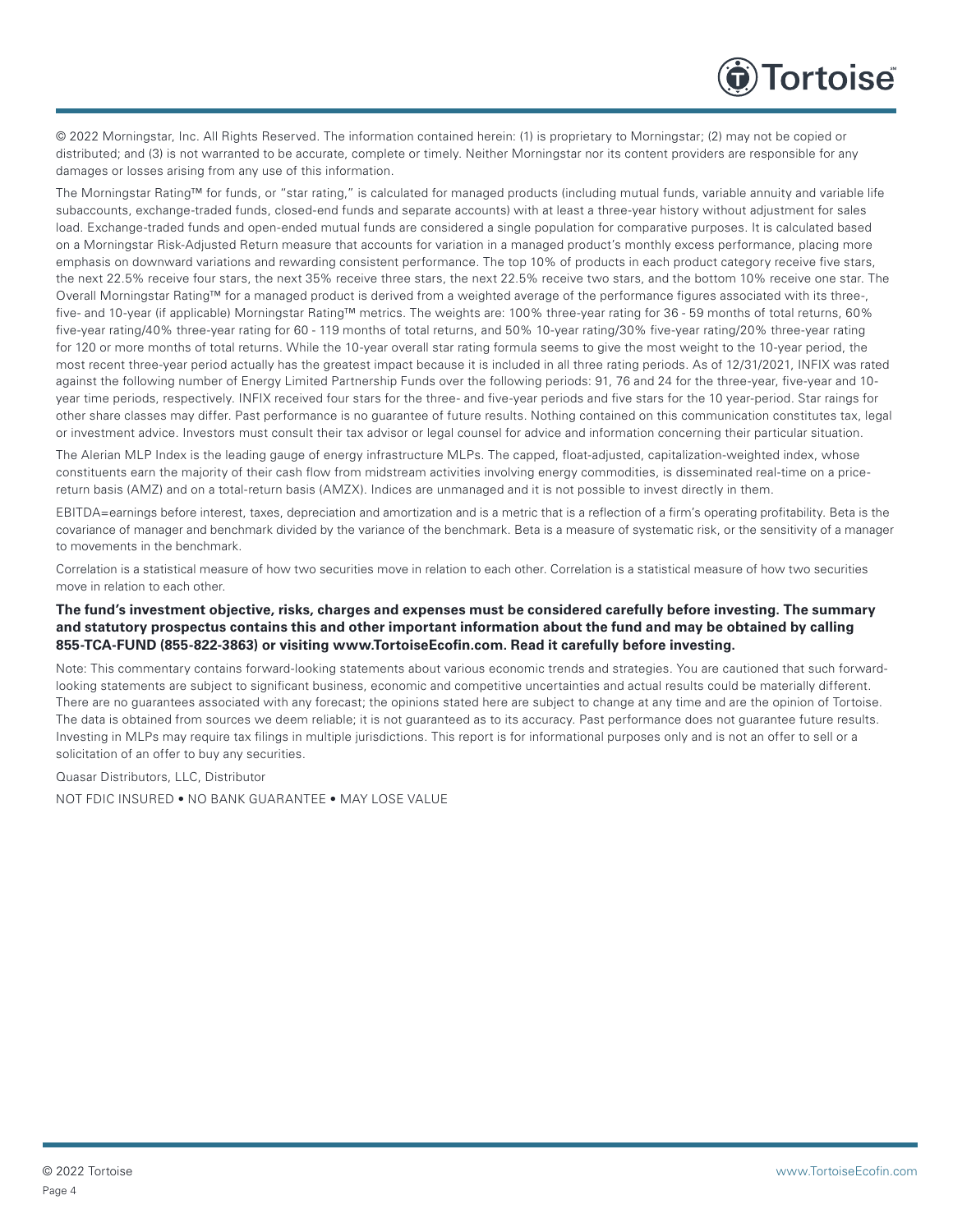© 2022 Morningstar, Inc. All Rights Reserved. The information contained herein: (1) is proprietary to Morningstar; (2) may not be copied or distributed; and (3) is not warranted to be accurate, complete or timely. Neither Morningstar nor its content providers are responsible for any damages or losses arising from any use of this information.

The Morningstar Rating™ for funds, or "star rating," is calculated for managed products (including mutual funds, variable annuity and variable life subaccounts, exchange-traded funds, closed-end funds and separate accounts) with at least a three-year history without adjustment for sales load. Exchange-traded funds and open-ended mutual funds are considered a single population for comparative purposes. It is calculated based on a Morningstar Risk-Adjusted Return measure that accounts for variation in a managed product's monthly excess performance, placing more emphasis on downward variations and rewarding consistent performance. The top 10% of products in each product category receive five stars, the next 22.5% receive four stars, the next 35% receive three stars, the next 22.5% receive two stars, and the bottom 10% receive one star. The Overall Morningstar Rating™ for a managed product is derived from a weighted average of the performance figures associated with its three-, five- and 10-year (if applicable) Morningstar Rating™ metrics. The weights are: 100% three-year rating for 36 - 59 months of total returns, 60% five-year rating/40% three-year rating for 60 - 119 months of total returns, and 50% 10-year rating/30% five-year rating/20% three-year rating for 120 or more months of total returns. While the 10-year overall star rating formula seems to give the most weight to the 10-year period, the most recent three-year period actually has the greatest impact because it is included in all three rating periods. As of 12/31/2021, INFIX was rated against the following number of Energy Limited Partnership Funds over the following periods: 91, 76 and 24 for the three-year, five-year and 10-year time periods, respectively. INFIX received four stars for the three- and five-year periods and five stars for the 10 year-period. Star raings for other share classes may differ. Past performance is no guarantee of future results. Nothing contained on this communication constitutes tax, legal or investment advice. Investors must consult their tax advisor or legal counsel for advice and information concerning their particular situation.

The Alerian MLP Index is the leading gauge of energy infrastructure MLPs. The capped, float-adjusted, capitalization-weighted index, whose constituents earn the majority of their cash flow from midstream activities involving energy commodities, is disseminated real-time on a price-return basis (AMZ) and on a total-return basis (AMZX). Indices are unmanaged and it is not possible to invest directly in them.

EBITDA=earnings before interest, taxes, depreciation and amortization and is a metric that is a reflection of a firm's operating profitability. Beta is the covariance of manager and benchmark divided by the variance of the benchmark. Beta is a measure of systematic risk, or the sensitivity of a manager to movements in the benchmark.

Correlation is a statistical measure of how two securities move in relation to each other. Correlation is a statistical measure of how two securities move in relation to each other.

**The fund's investment objective, risks, charges and expenses must be considered carefully before investing. The summary and statutory prospectus contains this and other important information about the fund and may be obtained by calling 855-TCA-FUND (855-822-3863) or visiting www.TortoiseEcofin.com. Read it carefully before investing.**

Note: This commentary contains forward-looking statements about various economic trends and strategies. You are cautioned that such forward-looking statements are subject to significant business, economic and competitive uncertainties and actual results could be materially different. There are no guarantees associated with any forecast; the opinions stated here are subject to change at any time and are the opinion of Tortoise. The data is obtained from sources we deem reliable; it is not guaranteed as to its accuracy. Past performance does not guarantee future results. Investing in MLPs may require tax filings in multiple jurisdictions. This report is for informational purposes only and is not an offer to sell or a solicitation of an offer to buy any securities.

Quasar Distributors, LLC, Distributor

NOT FDIC INSURED • NO BANK GUARANTEE • MAY LOSE VALUE